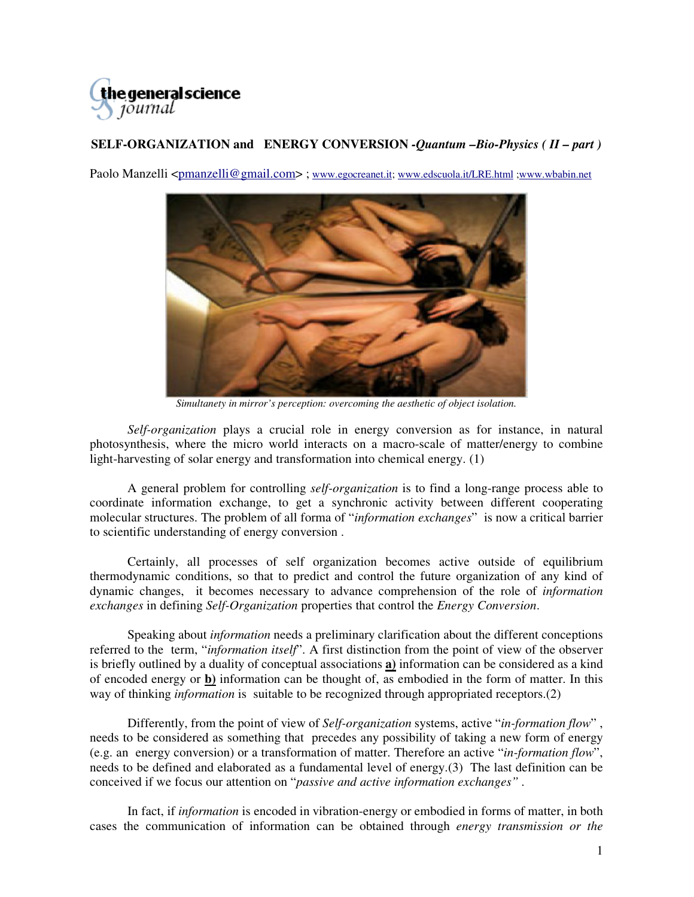the general science journal

## SELF-ORGANIZATION and ENERGY CONVERSION -*Quantum –Bio-Physics ( II – part )*

Paolo Manzelli <pmanzelli@gmail.com> ; www.egocreanet.it; www.edscuola.it/LRE.html ;www.wbabin.net

*Simultanety in mirror's perception: overcoming the aesthetic of object isolation.*

*Self-organization* plays a crucial role in energy conversion as for instance, in natural photosynthesis, where the micro world interacts on a macro-scale of matter/energy to combine light-harvesting of solar energy and transformation into chemical energy. (1)

A general problem for controlling *self-organization* is to find a long-range process able to coordinate information exchange, to get a synchronic activity between different cooperating molecular structures. The problem of all forma of "*information exchanges*" is now a critical barrier to scientific understanding of energy conversion .

Certainly, all processes of self organization becomes active outside of equilibrium thermodynamic conditions, so that to predict and control the future organization of any kind of dynamic changes, it becomes necessary to advance comprehension of the role of *information exchanges* in defining *Self-Organization* properties that control the *Energy Conversion*.

Speaking about *information* needs a preliminary clarification about the different conceptions referred to the term, "*information itself*". A first distinction from the point of view of the observer is briefly outlined by a duality of conceptual associations **a)** information can be considered as a kind of encoded energy or **b)** information can be thought of, as embodied in the form of matter. In this way of thinking *information* is suitable to be recognized through appropriated receptors.(2)

Differently, from the point of view of *Self-organization* systems, active "*in-formation flow*" , needs to be considered as something that precedes any possibility of taking a new form of energy (e.g. an energy conversion) or a transformation of matter. Therefore an active "*in-formation flow*", needs to be defined and elaborated as a fundamental level of energy.(3) The last definition can be conceived if we focus our attention on "*passive and active information exchanges" .*

In fact, if *information* is encoded in vibration-energy or embodied in forms of matter, in both cases the communication of information can be obtained through *energy transmission or the*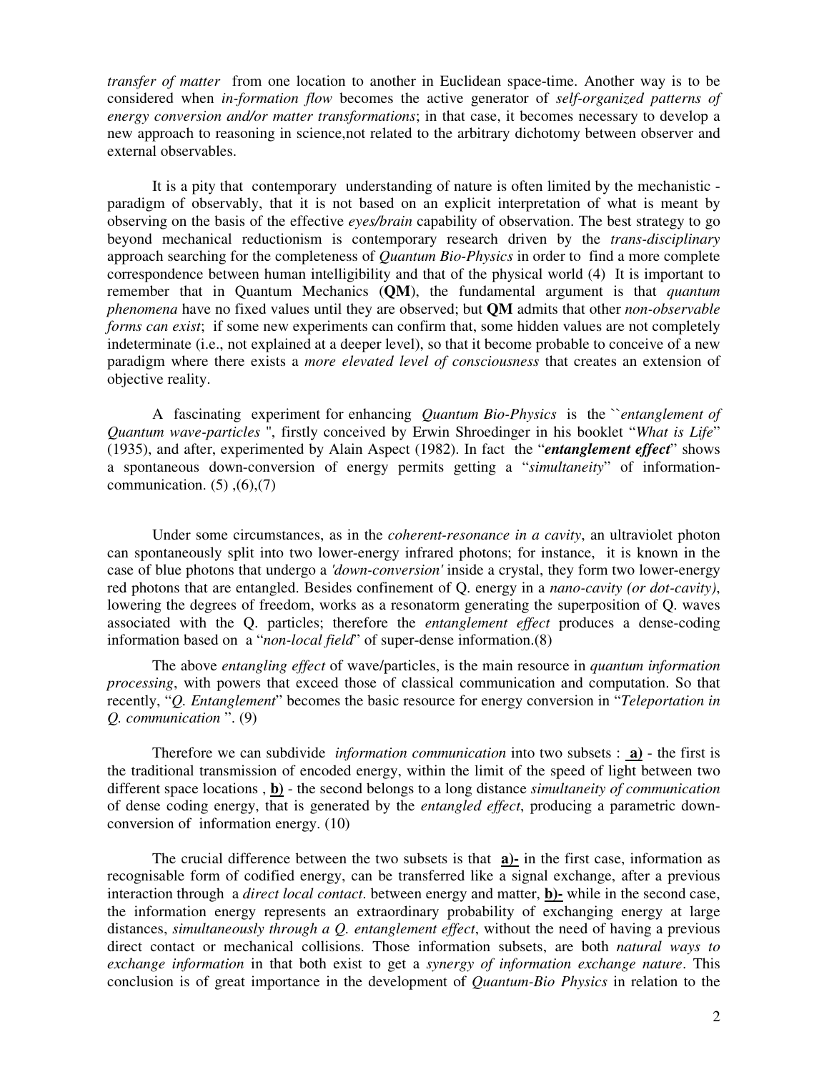*transfer of matter* from one location to another in Euclidean space-time. Another way is to be considered when *in-formation flow* becomes the active generator of *self-organized patterns of energy conversion and/or matter transformations*; in that case, it becomes necessary to develop a new approach to reasoning in science,not related to the arbitrary dichotomy between observer and external observables.

It is a pity that contemporary understanding of nature is often limited by the mechanistic - paradigm of observably, that it is not based on an explicit interpretation of what is meant by observing on the basis of the effective *eyes/brain* capability of observation. The best strategy to go beyond mechanical reductionism is contemporary research driven by the *trans-disciplinary* approach searching for the completeness of *Quantum Bio-Physics* in order to find a more complete correspondence between human intelligibility and that of the physical world (4) It is important to remember that in Quantum Mechanics (**QM**), the fundamental argument is that *quantum phenomena* have no fixed values until they are observed; but **QM** admits that other *non-observable forms can exist*; if some new experiments can confirm that, some hidden values are not completely indeterminate (i.e., not explained at a deeper level), so that it become probable to conceive of a new paradigm where there exists a *more elevated level of consciousness* that creates an extension of objective reality.

A fascinating experiment for enhancing *Quantum Bio-Physics* is the ``*entanglement of Quantum wave-particles* '', firstly conceived by Erwin Shroedinger in his booklet "*What is Life*" (1935), and after, experimented by Alain Aspect (1982). In fact the "***entanglement effect***" shows a spontaneous down-conversion of energy permits getting a "*simultaneity*" of information-communication. (5) ,(6),(7)

Under some circumstances, as in the *coherent-resonance in a cavity*, an ultraviolet photon can spontaneously split into two lower-energy infrared photons; for instance, it is known in the case of blue photons that undergo a *'down-conversion'* inside a crystal, they form two lower-energy red photons that are entangled. Besides confinement of Q. energy in a *nano-cavity (or dot-cavity)*, lowering the degrees of freedom, works as a resonatorm generating the superposition of Q. waves associated with the Q. particles; therefore the *entanglement effect* produces a dense-coding information based on a "*non-local field*" of super-dense information.(8)

The above *entangling effect* of wave/particles, is the main resource in *quantum information processing*, with powers that exceed those of classical communication and computation. So that recently, "*Q. Entanglement*" becomes the basic resource for energy conversion in "*Teleportation in Q. communication* ". (9)

Therefore we can subdivide *information communication* into two subsets : **a)** - the first is the traditional transmission of encoded energy, within the limit of the speed of light between two different space locations , **b)** - the second belongs to a long distance *simultaneity of communication* of dense coding energy, that is generated by the *entangled effect*, producing a parametric down-conversion of information energy. (10)

The crucial difference between the two subsets is that **a)-** in the first case, information as recognisable form of codified energy, can be transferred like a signal exchange, after a previous interaction through a *direct local contact*. between energy and matter, **b)-** while in the second case, the information energy represents an extraordinary probability of exchanging energy at large distances, *simultaneously through a Q. entanglement effect*, without the need of having a previous direct contact or mechanical collisions. Those information subsets, are both *natural ways to exchange information* in that both exist to get a *synergy of information exchange nature*. This conclusion is of great importance in the development of *Quantum-Bio Physics* in relation to the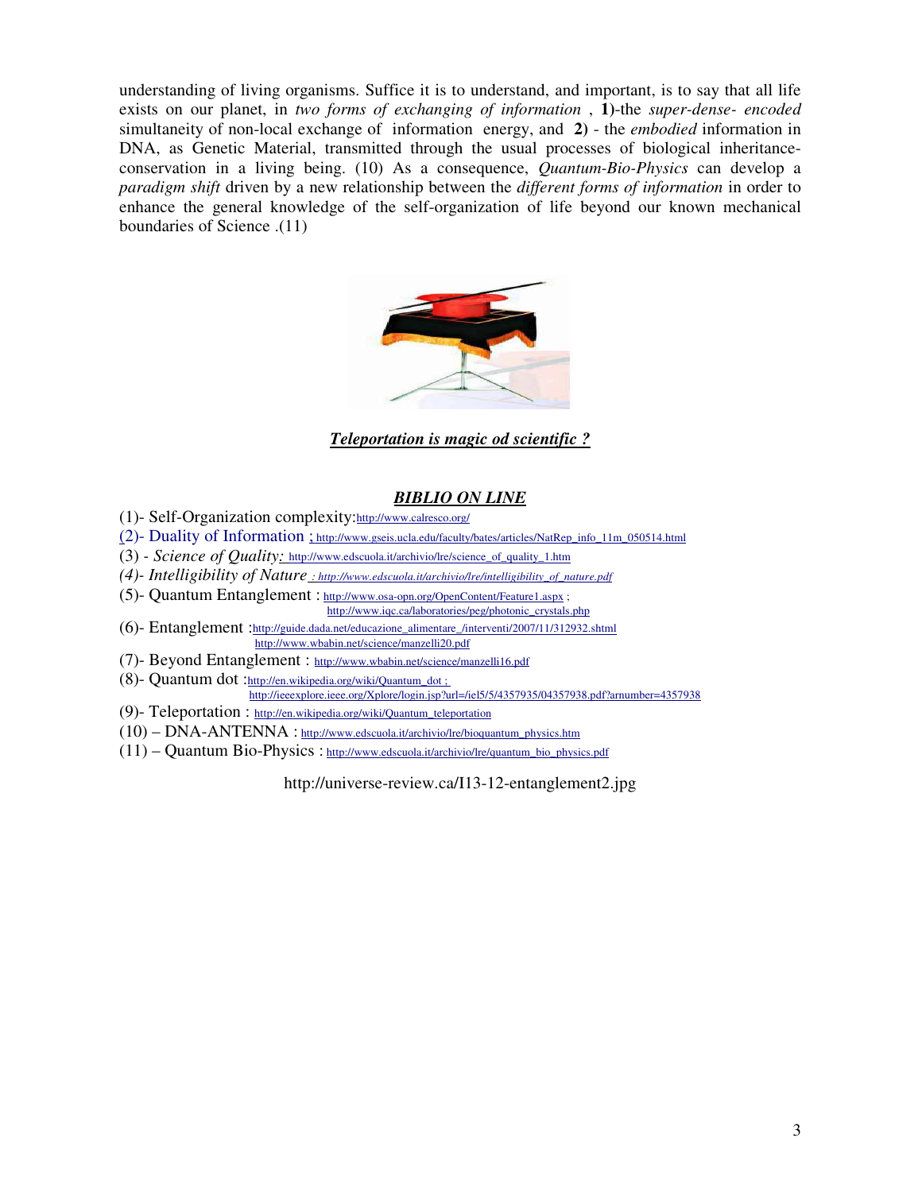understanding of living organisms. Suffice it is to understand, and important, is to say that all life exists on our planet, in *two forms of exchanging of information* , **1)**-the *super-dense- encoded* simultaneity of non-local exchange of information energy, and **2)** - the *embodied* information in DNA, as Genetic Material, transmitted through the usual processes of biological inheritance-conservation in a living being. (10) As a consequence, *Quantum-Bio-Physics* can develop a *paradigm shift* driven by a new relationship between the *different forms of information* in order to enhance the general knowledge of the self-organization of life beyond our known mechanical boundaries of Science .(11)

***Teleportation is magic od scientific ?***

## ***BIBLIO ON LINE***

(1)- Self-Organization complexity: http://www.calresco.org/

(2)- Duality of Information ; http://www.gseis.ucla.edu/faculty/bates/articles/NatRep_info_11m_050514.html

(3) - *Science of Quality:* http://www.edscuola.it/archivio/lre/science_of_quality_1.htm

*(4)- Intelligibility of Nature : http://www.edscuola.it/archivio/lre/intelligibility_of_nature.pdf*

(5)- Quantum Entanglement : http://www.osa-opn.org/OpenContent/Feature1.aspx ; http://www.iqc.ca/laboratories/peg/photonic_crystals.php

(6)- Entanglement : http://guide.dada.net/educazione_alimentare_/interventi/2007/11/312932.shtml http://www.wbabin.net/science/manzelli20.pdf

(7)- Beyond Entanglement : http://www.wbabin.net/science/manzelli16.pdf

(8)- Quantum dot : http://en.wikipedia.org/wiki/Quantum_dot ; http://ieeexplore.ieee.org/Xplore/login.jsp?url=/iel5/5/4357935/04357938.pdf?arnumber=4357938

(9)- Teleportation : http://en.wikipedia.org/wiki/Quantum_teleportation

(10) – DNA-ANTENNA : http://www.edscuola.it/archivio/lre/bioquantum_physics.htm

(11) – Quantum Bio-Physics : http://www.edscuola.it/archivio/lre/quantum_bio_physics.pdf

http://universe-review.ca/I13-12-entanglement2.jpg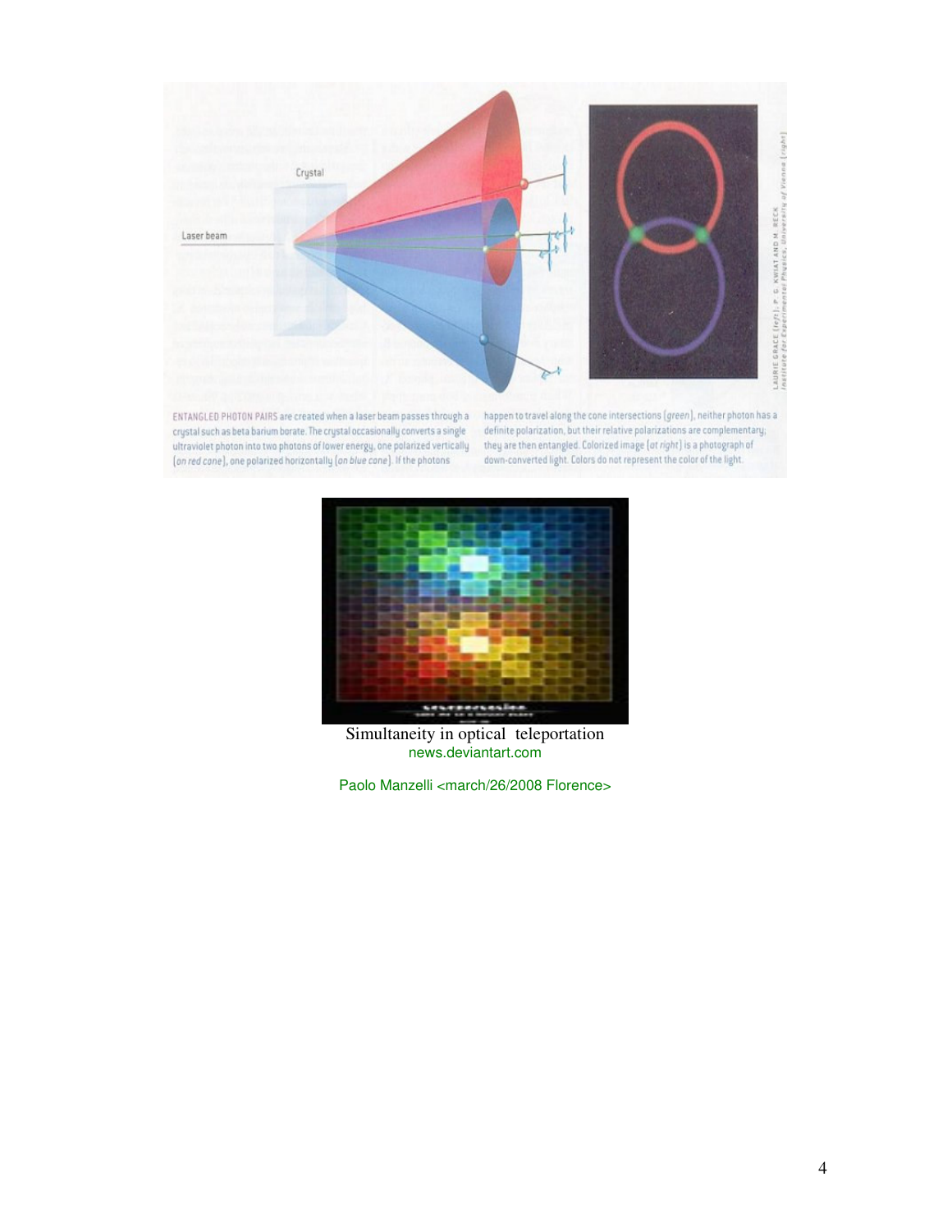Crystal

Laser beam

ENTANGLED PHOTON PAIRS are created when a laser beam passes through a crystal such as beta barium borate. The crystal occasionally converts a single ultraviolet photon into two photons of lower energy, one polarized vertically (on red cone), one polarized horizontally (on blue cone). If the photons happen to travel along the cone intersections (green), neither photon has a definite polarization, but their relative polarizations are complementary; they are then entangled. Colorized image (at right) is a photograph of down-converted light. Colors do not represent the color of the light.

LAURIE GRACE (left); P. G. KWIAT AND M. RECK Institute for Experimental Physics, University of Vienna (right)

Simultaneity in optical teleportation
news.deviantart.com

Paolo Manzelli <march/26/2008 Florence>